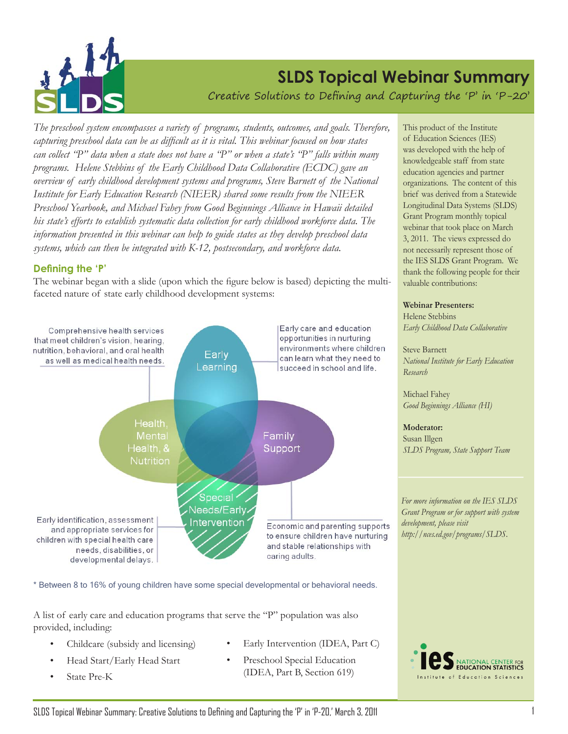# SLDS Topical Webinar Summary

## Creative Solutions to Defining and Capturing the 'P' in 'P-20'

*The preschool system encompasses a variety of programs, students, outcomes, and goals. Therefore, capturing preschool data can be as difficult as it is vital. This webinar focused on how states can collect "P" data when a state does not have a "P" or when a state's "P" falls within many programs. Helene Stebbins of the Early Childhood Data Collaborative (ECDC) gave an overview of early childhood development systems and programs, Steve Barnett of the National Institute for Early Education Research (NIEER) shared some results from the NIEER Preschool Yearbook, and Michael Fahey from Good Beginnings Alliance in Hawaii detailed his state's efforts to establish systematic data collection for early childhood workforce data. The information presented in this webinar can help to guide states as they develop preschool data systems, which can then be integrated with K-12, postsecondary, and workforce data.*

### Defining the 'P'

The webinar began with a slide (upon which the figure below is based) depicting the multi-faceted nature of state early childhood development systems:

- **Early Learning:** Early care and education opportunities in nurturing environments where children can learn what they need to succeed in school and life.
- **Health, Mental Health, & Nutrition:** Comprehensive health services that meet children's vision, hearing, nutrition, behavioral, and oral health as well as medical health needs.
- **Family Support:** Economic and parenting supports to ensure children have nurturing and stable relationships with caring adults.
- **Special Needs/Early Intervention:** Early identification, assessment and appropriate services for children with special health care needs, disabilities, or developmental delays.

\* Between 8 to 16% of young children have some special developmental or behavioral needs.

A list of early care and education programs that serve the "P" population was also provided, including:

- Childcare (subsidy and licensing)
- Head Start/Early Head Start
- State Pre-K
- Early Intervention (IDEA, Part C)
- Preschool Special Education (IDEA, Part B, Section 619)

This product of the Institute of Education Sciences (IES) was developed with the help of knowledgeable staff from state education agencies and partner organizations. The content of this brief was derived from a Statewide Longitudinal Data Systems (SLDS) Grant Program monthly topical webinar that took place on March 3, 2011. The views expressed do not necessarily represent those of the IES SLDS Grant Program. We thank the following people for their valuable contributions:

**Webinar Presenters:**
Helene Stebbins
*Early Childhood Data Collaborative*

Steve Barnett
*National Institute for Early Education Research*

Michael Fahey
*Good Beginnings Alliance (HI)*

**Moderator:**
Susan Illgen
*SLDS Program, State Support Team*

*For more information on the IES SLDS Grant Program or for support with system development, please visit http://nces.ed.gov/programs/SLDS.*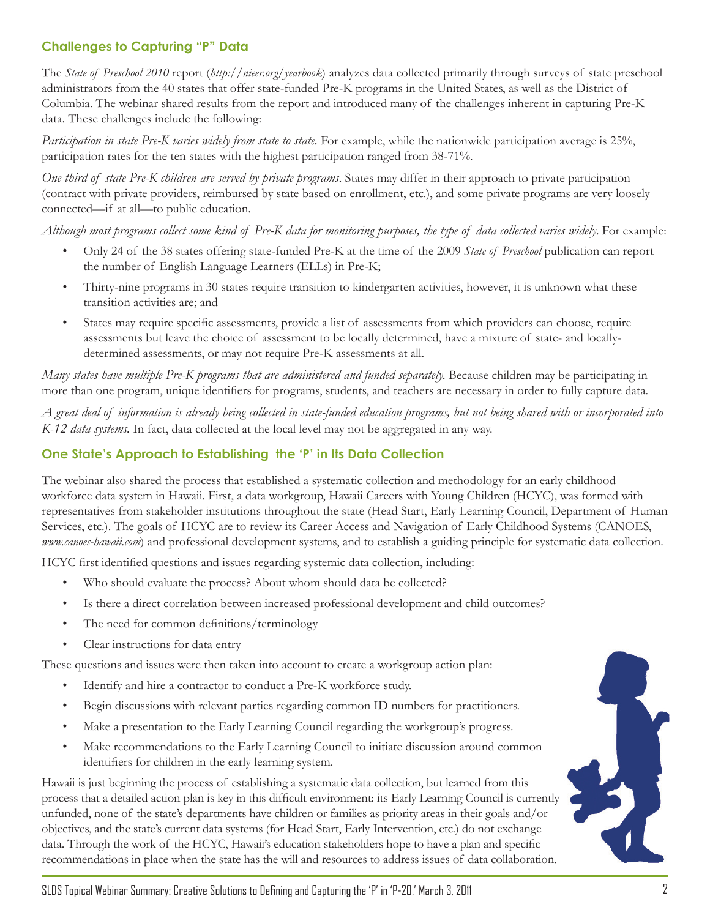## Challenges to Capturing "P" Data

The *State of Preschool 2010* report (*http://nieer.org/yearbook*) analyzes data collected primarily through surveys of state preschool administrators from the 40 states that offer state-funded Pre-K programs in the United States, as well as the District of Columbia. The webinar shared results from the report and introduced many of the challenges inherent in capturing Pre-K data. These challenges include the following:

*Participation in state Pre-K varies widely from state to state.* For example, while the nationwide participation average is 25%, participation rates for the ten states with the highest participation ranged from 38-71%.

*One third of state Pre-K children are served by private programs*. States may differ in their approach to private participation (contract with private providers, reimbursed by state based on enrollment, etc.), and some private programs are very loosely connected—if at all—to public education.

*Although most programs collect some kind of Pre-K data for monitoring purposes, the type of data collected varies widely*. For example:

- Only 24 of the 38 states offering state-funded Pre-K at the time of the 2009 *State of Preschool* publication can report the number of English Language Learners (ELLs) in Pre-K;
- Thirty-nine programs in 30 states require transition to kindergarten activities, however, it is unknown what these transition activities are; and
- States may require specific assessments, provide a list of assessments from which providers can choose, require assessments but leave the choice of assessment to be locally determined, have a mixture of state- and locally-determined assessments, or may not require Pre-K assessments at all.

*Many states have multiple Pre-K programs that are administered and funded separately.* Because children may be participating in more than one program, unique identifiers for programs, students, and teachers are necessary in order to fully capture data.

*A great deal of information is already being collected in state-funded education programs, but not being shared with or incorporated into K-12 data systems.* In fact, data collected at the local level may not be aggregated in any way.

## One State's Approach to Establishing the 'P' in Its Data Collection

The webinar also shared the process that established a systematic collection and methodology for an early childhood workforce data system in Hawaii. First, a data workgroup, Hawaii Careers with Young Children (HCYC), was formed with representatives from stakeholder institutions throughout the state (Head Start, Early Learning Council, Department of Human Services, etc.). The goals of HCYC are to review its Career Access and Navigation of Early Childhood Systems (CANOES, *www.canoes-hawaii.com*) and professional development systems, and to establish a guiding principle for systematic data collection.

HCYC first identified questions and issues regarding systemic data collection, including:

- Who should evaluate the process? About whom should data be collected?
- Is there a direct correlation between increased professional development and child outcomes?
- The need for common definitions/terminology
- Clear instructions for data entry

These questions and issues were then taken into account to create a workgroup action plan:

- Identify and hire a contractor to conduct a Pre-K workforce study.
- Begin discussions with relevant parties regarding common ID numbers for practitioners.
- Make a presentation to the Early Learning Council regarding the workgroup's progress.
- Make recommendations to the Early Learning Council to initiate discussion around common identifiers for children in the early learning system.

Hawaii is just beginning the process of establishing a systematic data collection, but learned from this process that a detailed action plan is key in this difficult environment: its Early Learning Council is currently unfunded, none of the state's departments have children or families as priority areas in their goals and/or objectives, and the state's current data systems (for Head Start, Early Intervention, etc.) do not exchange data. Through the work of the HCYC, Hawaii's education stakeholders hope to have a plan and specific recommendations in place when the state has the will and resources to address issues of data collaboration.